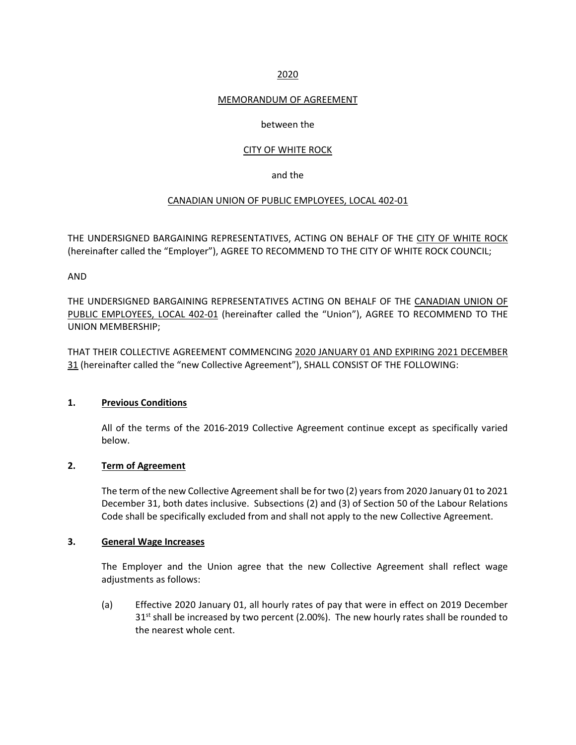<u>2020</u>

<u>MEMORANDUM OF AGREEMENT</u>

between the

<u>CITY OF WHITE ROCK</u>

and the

<u>CANADIAN UNION OF PUBLIC EMPLOYEES, LOCAL 402-01</u>

THE UNDERSIGNED BARGAINING REPRESENTATIVES, ACTING ON BEHALF OF THE <u>CITY OF WHITE ROCK</u> (hereinafter called the "Employer"), AGREE TO RECOMMEND TO THE CITY OF WHITE ROCK COUNCIL;

AND

THE UNDERSIGNED BARGAINING REPRESENTATIVES ACTING ON BEHALF OF THE <u>CANADIAN UNION OF PUBLIC EMPLOYEES, LOCAL 402-01</u> (hereinafter called the "Union"), AGREE TO RECOMMEND TO THE UNION MEMBERSHIP;

THAT THEIR COLLECTIVE AGREEMENT COMMENCING <u>2020 JANUARY 01 AND EXPIRING 2021 DECEMBER 31</u> (hereinafter called the "new Collective Agreement"), SHALL CONSIST OF THE FOLLOWING:

**1. <u>Previous Conditions</u>**

All of the terms of the 2016-2019 Collective Agreement continue except as specifically varied below.

**2. <u>Term of Agreement</u>**

The term of the new Collective Agreement shall be for two (2) years from 2020 January 01 to 2021 December 31, both dates inclusive. Subsections (2) and (3) of Section 50 of the Labour Relations Code shall be specifically excluded from and shall not apply to the new Collective Agreement.

**3. <u>General Wage Increases</u>**

The Employer and the Union agree that the new Collective Agreement shall reflect wage adjustments as follows:

(a) Effective 2020 January 01, all hourly rates of pay that were in effect on 2019 December 31st shall be increased by two percent (2.00%). The new hourly rates shall be rounded to the nearest whole cent.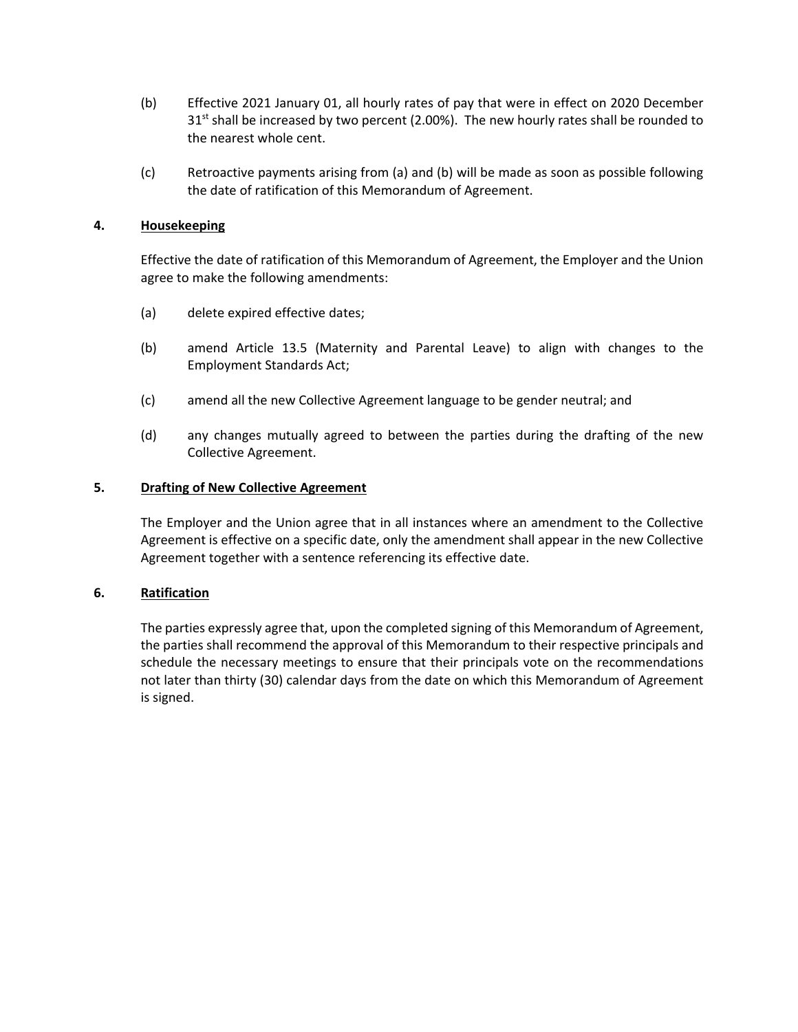(b) Effective 2021 January 01, all hourly rates of pay that were in effect on 2020 December 31[st] shall be increased by two percent (2.00%). The new hourly rates shall be rounded to the nearest whole cent.

(c) Retroactive payments arising from (a) and (b) will be made as soon as possible following the date of ratification of this Memorandum of Agreement.

**4. Housekeeping**

Effective the date of ratification of this Memorandum of Agreement, the Employer and the Union agree to make the following amendments:

(a) delete expired effective dates;

(b) amend Article 13.5 (Maternity and Parental Leave) to align with changes to the Employment Standards Act;

(c) amend all the new Collective Agreement language to be gender neutral; and

(d) any changes mutually agreed to between the parties during the drafting of the new Collective Agreement.

**5. Drafting of New Collective Agreement**

The Employer and the Union agree that in all instances where an amendment to the Collective Agreement is effective on a specific date, only the amendment shall appear in the new Collective Agreement together with a sentence referencing its effective date.

**6. Ratification**

The parties expressly agree that, upon the completed signing of this Memorandum of Agreement, the parties shall recommend the approval of this Memorandum to their respective principals and schedule the necessary meetings to ensure that their principals vote on the recommendations not later than thirty (30) calendar days from the date on which this Memorandum of Agreement is signed.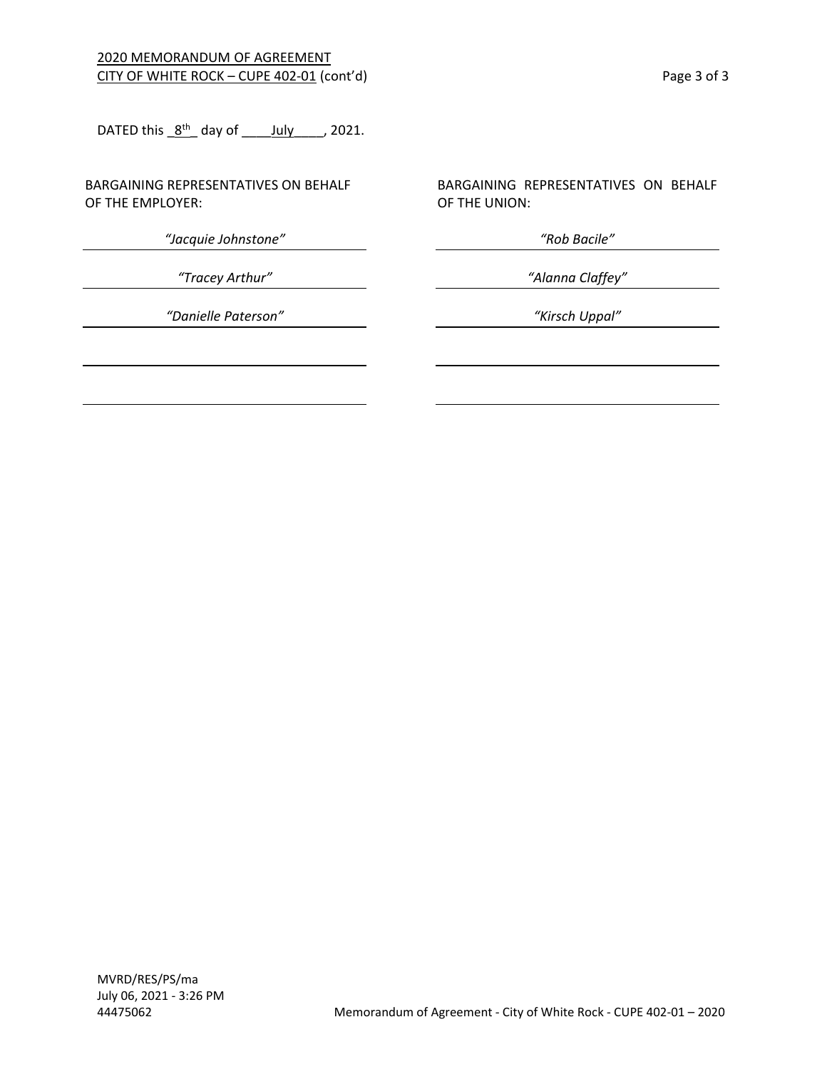DATED this 8th day of July, 2021.

| BARGAINING REPRESENTATIVES ON BEHALF OF THE EMPLOYER: | BARGAINING REPRESENTATIVES ON BEHALF OF THE UNION: |
| --- | --- |
| *"Jacquie Johnstone"* | *"Rob Bacile"* |
| *"Tracey Arthur"* | *"Alanna Claffey"* |
| *"Danielle Paterson"* | *"Kirsch Uppal"* |
| | |
| | |

MVRD/RES/PS/ma
July 06, 2021 - 3:26 PM
44475062